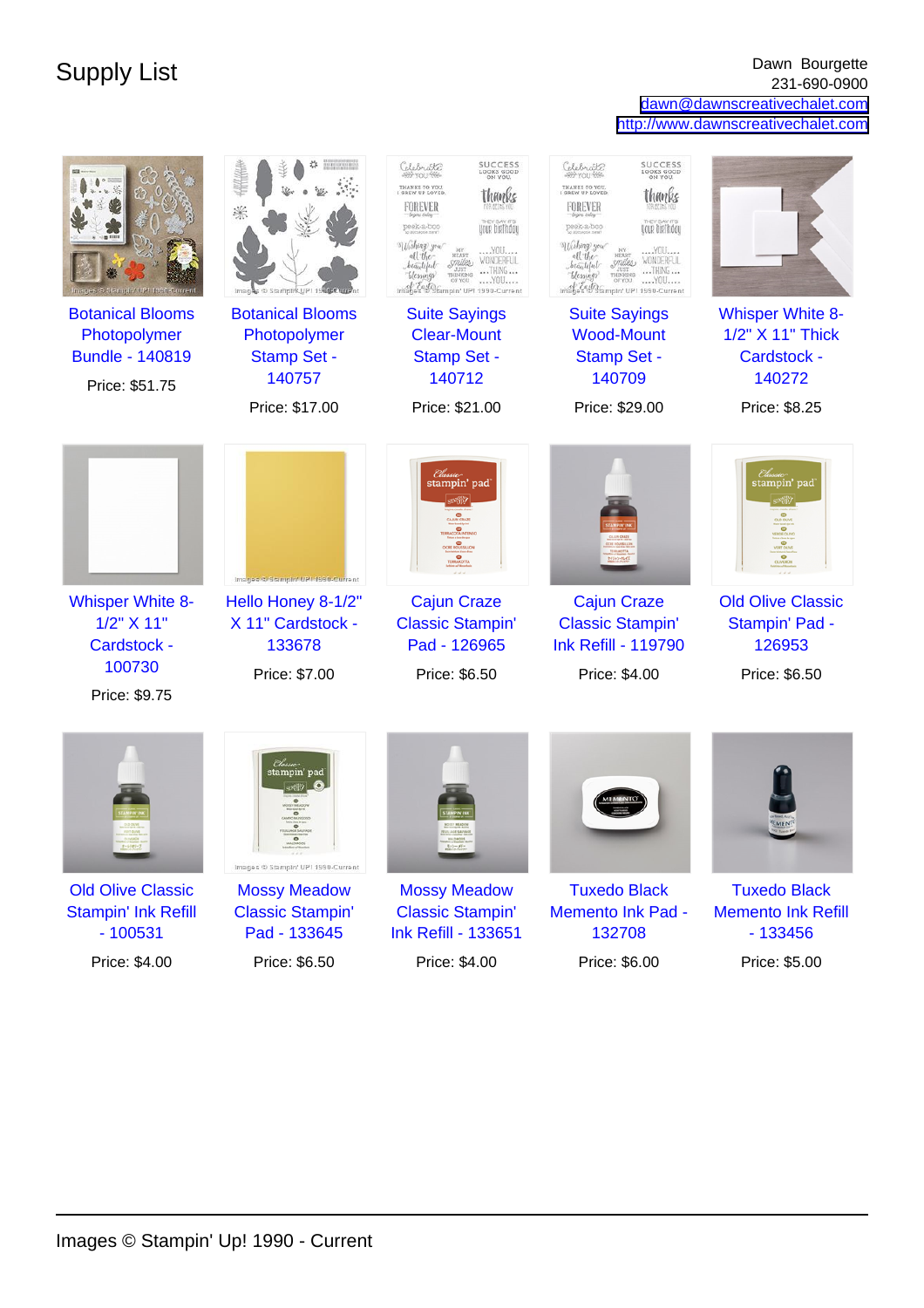# Supply List

Dawn Bourgette
231-690-0900
dawn@dawnscreativechalet.com
http://www.dawnscreativechalet.com

Botanical Blooms Photopolymer Bundle - 140819
Price: $51.75

Botanical Blooms Photopolymer Stamp Set - 140757
Price: $17.00

Suite Sayings Clear-Mount Stamp Set - 140712
Price: $21.00

Suite Sayings Wood-Mount Stamp Set - 140709
Price: $29.00

Whisper White 8-1/2" X 11" Thick Cardstock - 140272
Price: $8.25

Whisper White 8-1/2" X 11" Cardstock - 100730
Price: $9.75

Hello Honey 8-1/2" X 11" Cardstock - 133678
Price: $7.00

Cajun Craze Classic Stampin' Pad - 126965
Price: $6.50

Cajun Craze Classic Stampin' Ink Refill - 119790
Price: $4.00

Old Olive Classic Stampin' Pad - 126953
Price: $6.50

Old Olive Classic Stampin' Ink Refill - 100531
Price: $4.00

Mossy Meadow Classic Stampin' Pad - 133645
Price: $6.50

Mossy Meadow Classic Stampin' Ink Refill - 133651
Price: $4.00

Tuxedo Black Memento Ink Pad - 132708
Price: $6.00

Tuxedo Black Memento Ink Refill - 133456
Price: $5.00

Images © Stampin' Up! 1990 - Current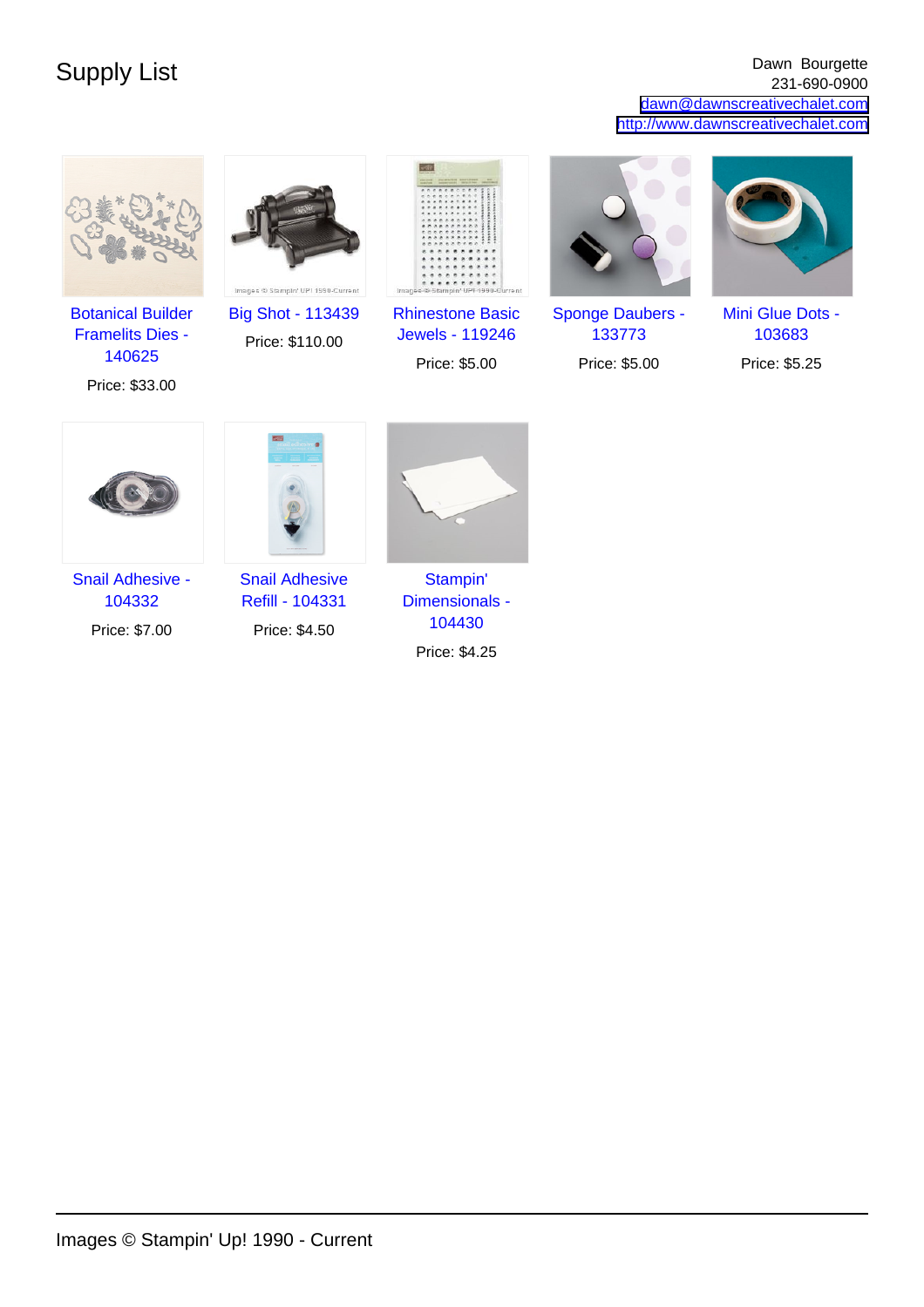# Supply List

Dawn Bourgette
231-690-0900
dawn@dawnscreativechalet.com
http://www.dawnscreativechalet.com

Botanical Builder Framelits Dies - 140625
Price: $33.00

Big Shot - 113439
Price: $110.00

Rhinestone Basic Jewels - 119246
Price: $5.00

Sponge Daubers - 133773
Price: $5.00

Mini Glue Dots - 103683
Price: $5.25

Snail Adhesive - 104332
Price: $7.00

Snail Adhesive Refill - 104331
Price: $4.50

Stampin' Dimensionals - 104430
Price: $4.25

Images © Stampin' Up! 1990 - Current